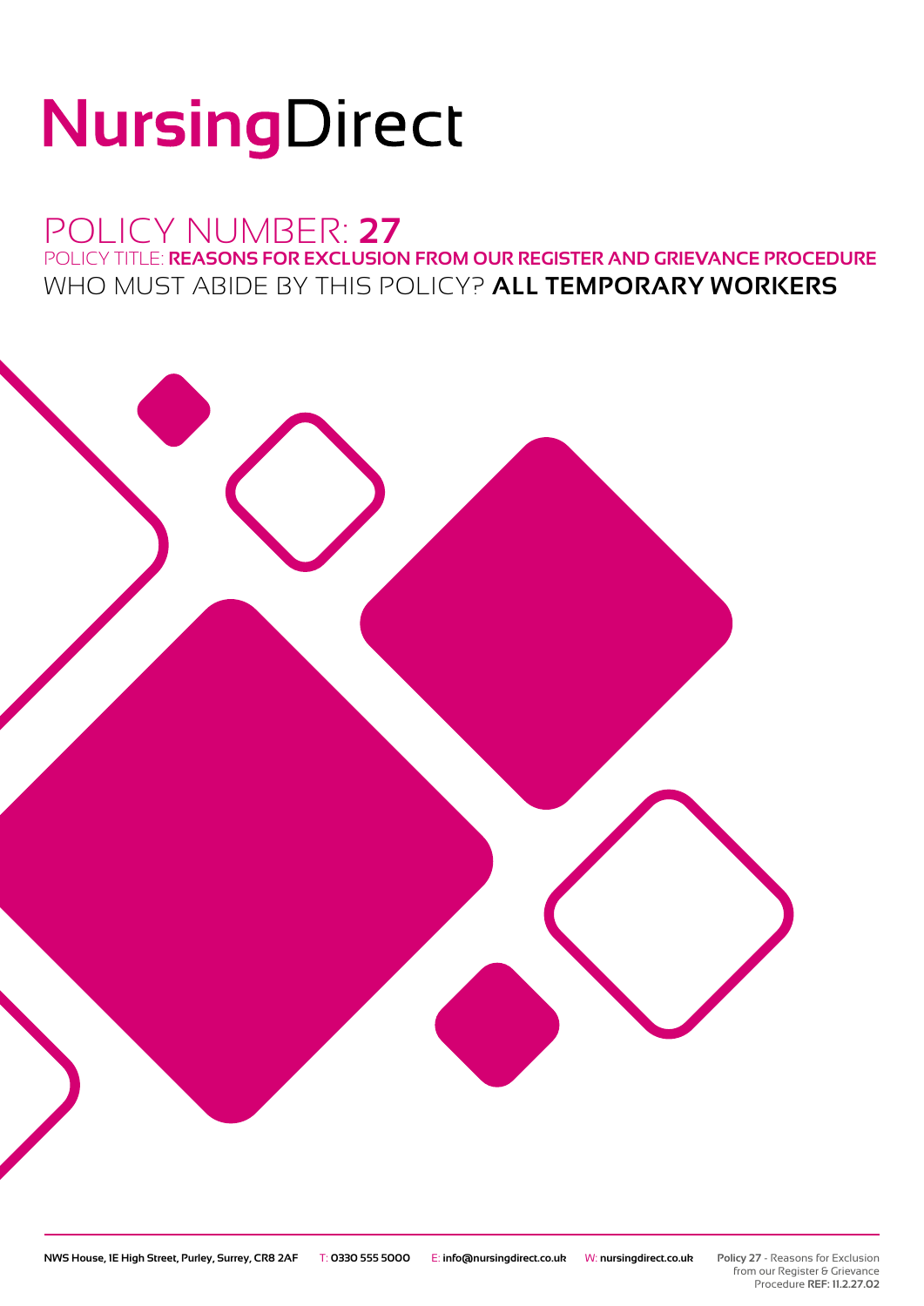# NursingDirect

## POLICY NUMBER: **27**

POLICY TITLE: **REASONS FOR EXCLUSION FROM OUR REGISTER AND GRIEVANCE PROCEDURE**

WHO MUST ABIDE BY THIS POLICY? **ALL TEMPORARY WORKERS**

**NWS House, 1E High Street, Purley, Surrey, CR8 2AF** T: **0330 555 5000** E: **info@nursingdirect.co.uk** W: **nursingdirect.co.uk**

**Policy 27** - Reasons for Exclusion from our Register & Grievance Procedure **REF: 11.2.27.02**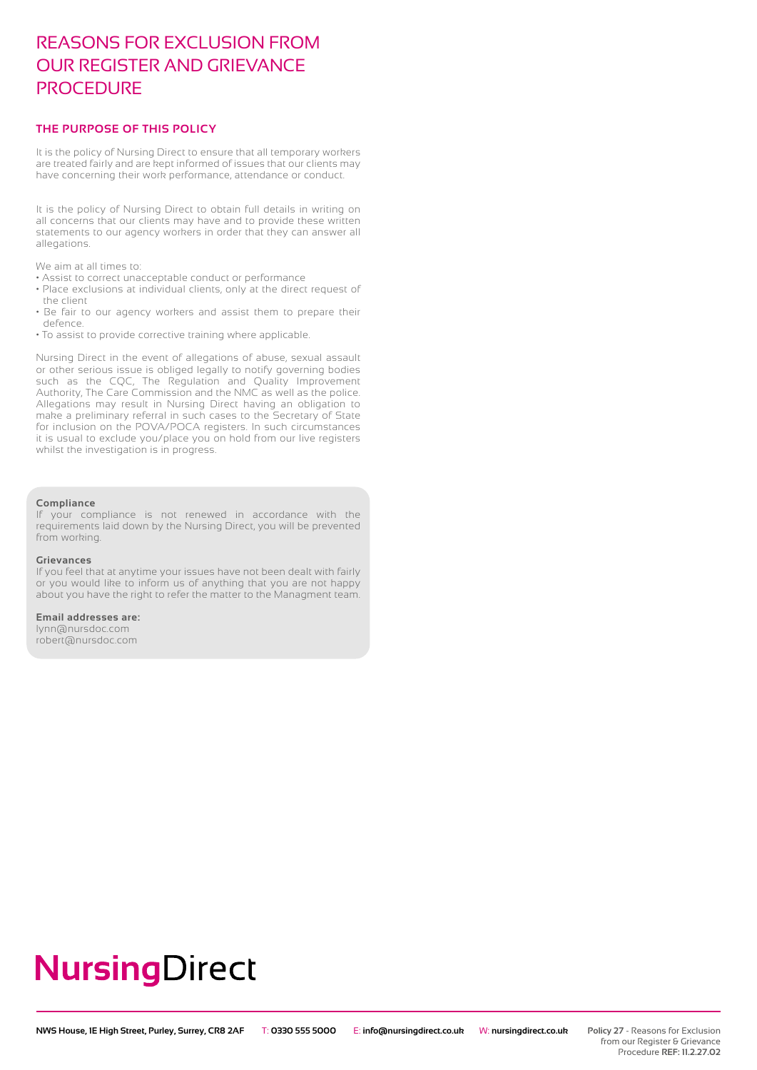# REASONS FOR EXCLUSION FROM OUR REGISTER AND GRIEVANCE PROCEDURE

## THE PURPOSE OF THIS POLICY

It is the policy of Nursing Direct to ensure that all temporary workers are treated fairly and are kept informed of issues that our clients may have concerning their work performance, attendance or conduct.

It is the policy of Nursing Direct to obtain full details in writing on all concerns that our clients may have and to provide these written statements to our agency workers in order that they can answer all allegations.

We aim at all times to:

- Assist to correct unacceptable conduct or performance
- Place exclusions at individual clients, only at the direct request of the client
- Be fair to our agency workers and assist them to prepare their defence.
- To assist to provide corrective training where applicable.

Nursing Direct in the event of allegations of abuse, sexual assault or other serious issue is obliged legally to notify governing bodies such as the CQC, The Regulation and Quality Improvement Authority, The Care Commission and the NMC as well as the police. Allegations may result in Nursing Direct having an obligation to make a preliminary referral in such cases to the Secretary of State for inclusion on the POVA/POCA registers. In such circumstances it is usual to exclude you/place you on hold from our live registers whilst the investigation is in progress.

**Compliance**
If your compliance is not renewed in accordance with the requirements laid down by the Nursing Direct, you will be prevented from working.

**Grievances**
If you feel that at anytime your issues have not been dealt with fairly or you would like to inform us of anything that you are not happy about you have the right to refer the matter to the Managment team.

**Email addresses are:**
lynn@nursdoc.com
robert@nursdoc.com

**Nursing**Direct

**NWS House, 1E High Street, Purley, Surrey, CR8 2AF** T: **0330 555 5000** E: **info@nursingdirect.co.uk** W: **nursingdirect.co.uk** **Policy 27** - Reasons for Exclusion from our Register & Grievance Procedure **REF: 11.2.27.02**